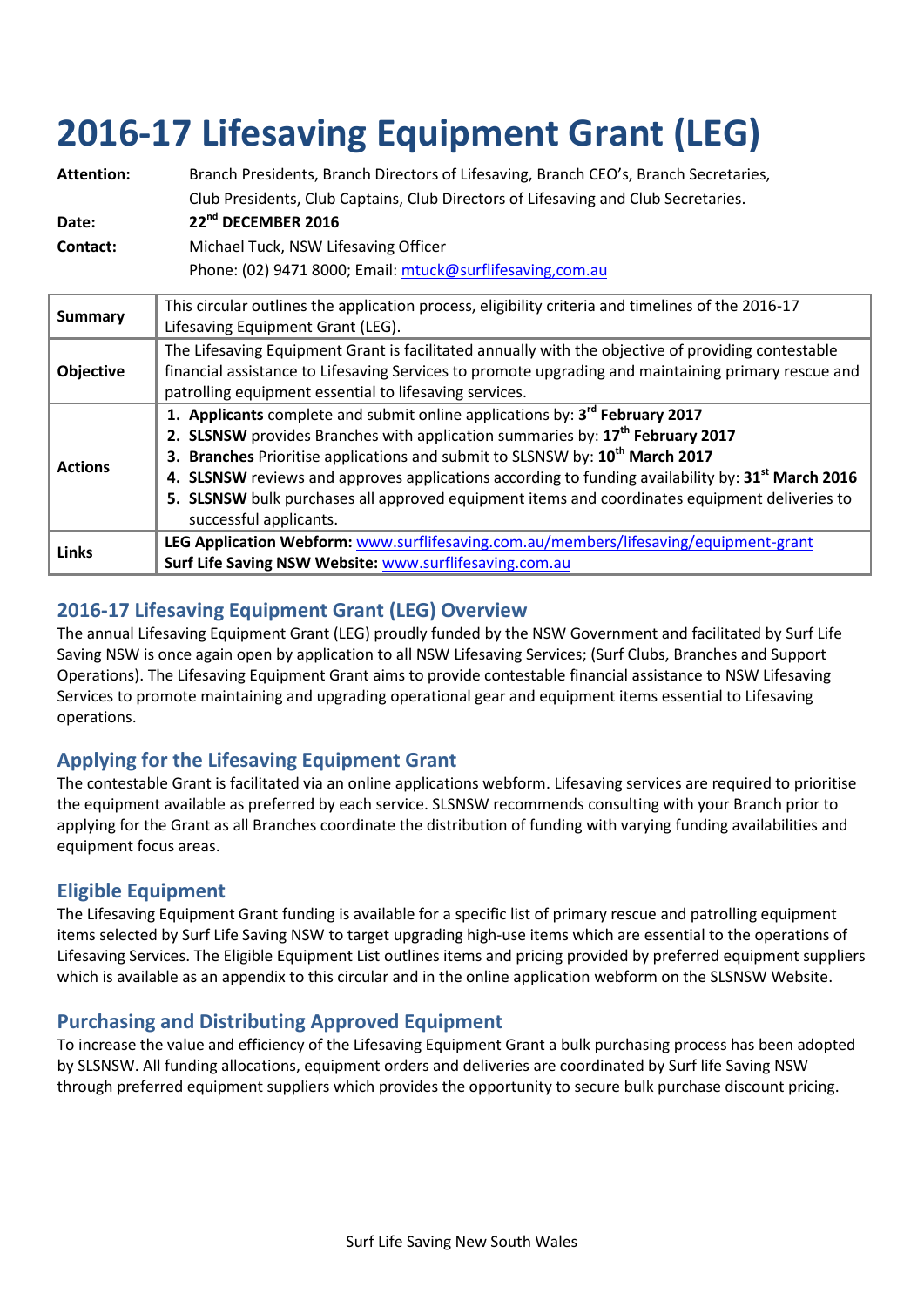# 2016-17 Lifesaving Equipment Grant (LEG)

| | |
|---|---|
| **Attention:** | Branch Presidents, Branch Directors of Lifesaving, Branch CEO's, Branch Secretaries, Club Presidents, Club Captains, Club Directors of Lifesaving and Club Secretaries. |
| **Date:** | **22nd DECEMBER 2016** |
| **Contact:** | Michael Tuck, NSW Lifesaving Officer<br>Phone: (02) 9471 8000; Email: mtuck@surflifesaving,com.au |

| | |
|---|---|
| **Summary** | This circular outlines the application process, eligibility criteria and timelines of the 2016-17 Lifesaving Equipment Grant (LEG). |
| **Objective** | The Lifesaving Equipment Grant is facilitated annually with the objective of providing contestable financial assistance to Lifesaving Services to promote upgrading and maintaining primary rescue and patrolling equipment essential to lifesaving services. |
| **Actions** | 1. **Applicants** complete and submit online applications by: **3rd February 2017**<br>2. **SLSNSW** provides Branches with application summaries by: **17th February 2017**<br>3. **Branches** Prioritise applications and submit to SLSNSW by: **10th March 2017**<br>4. **SLSNSW** reviews and approves applications according to funding availability by: **31st March 2016**<br>5. **SLSNSW** bulk purchases all approved equipment items and coordinates equipment deliveries to successful applicants. |
| **Links** | **LEG Application Webform:** www.surflifesaving.com.au/members/lifesaving/equipment-grant<br>**Surf Life Saving NSW Website:** www.surflifesaving.com.au |

## 2016-17 Lifesaving Equipment Grant (LEG) Overview

The annual Lifesaving Equipment Grant (LEG) proudly funded by the NSW Government and facilitated by Surf Life Saving NSW is once again open by application to all NSW Lifesaving Services; (Surf Clubs, Branches and Support Operations). The Lifesaving Equipment Grant aims to provide contestable financial assistance to NSW Lifesaving Services to promote maintaining and upgrading operational gear and equipment items essential to Lifesaving operations.

## Applying for the Lifesaving Equipment Grant

The contestable Grant is facilitated via an online applications webform. Lifesaving services are required to prioritise the equipment available as preferred by each service. SLSNSW recommends consulting with your Branch prior to applying for the Grant as all Branches coordinate the distribution of funding with varying funding availabilities and equipment focus areas.

## Eligible Equipment

The Lifesaving Equipment Grant funding is available for a specific list of primary rescue and patrolling equipment items selected by Surf Life Saving NSW to target upgrading high-use items which are essential to the operations of Lifesaving Services. The Eligible Equipment List outlines items and pricing provided by preferred equipment suppliers which is available as an appendix to this circular and in the online application webform on the SLSNSW Website.

## Purchasing and Distributing Approved Equipment

To increase the value and efficiency of the Lifesaving Equipment Grant a bulk purchasing process has been adopted by SLSNSW. All funding allocations, equipment orders and deliveries are coordinated by Surf life Saving NSW through preferred equipment suppliers which provides the opportunity to secure bulk purchase discount pricing.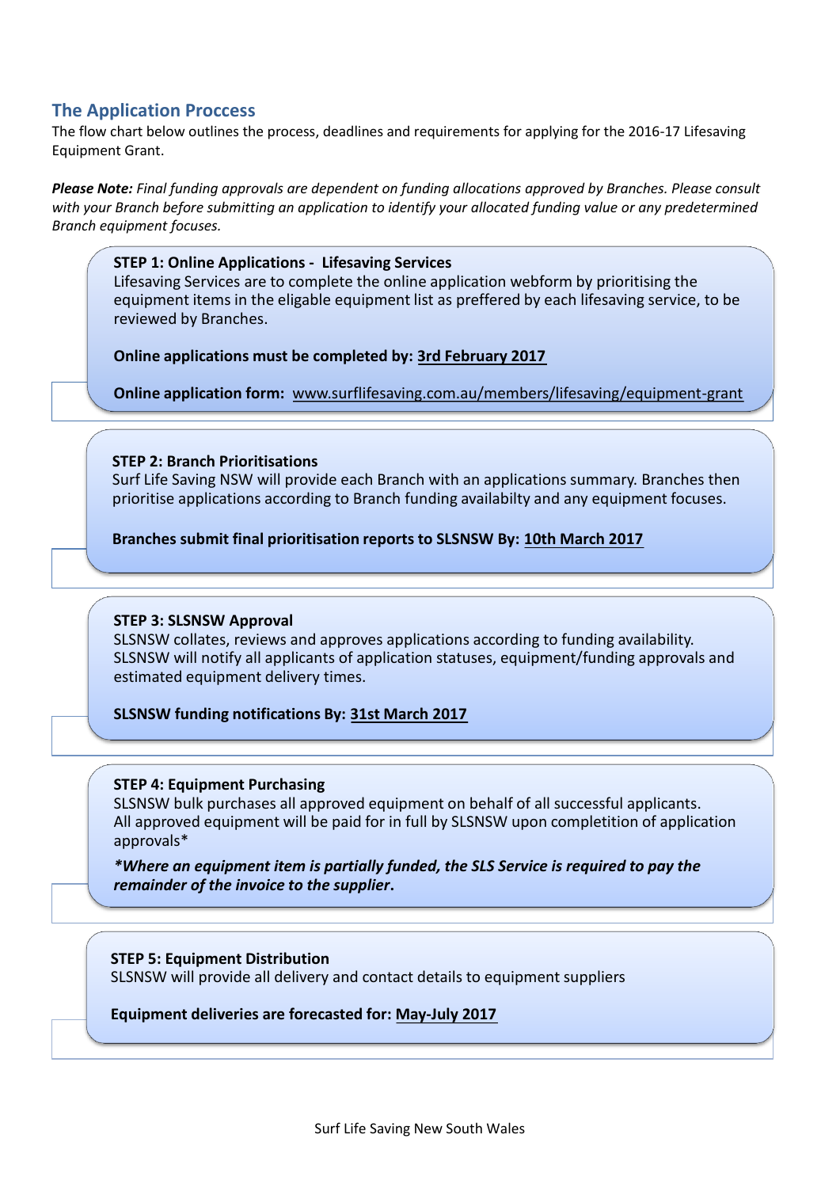## The Application Proccess

The flow chart below outlines the process, deadlines and requirements for applying for the 2016-17 Lifesaving Equipment Grant.

***Please Note:*** *Final funding approvals are dependent on funding allocations approved by Branches. Please consult with your Branch before submitting an application to identify your allocated funding value or any predetermined Branch equipment focuses.*

**STEP 1: Online Applications - Lifesaving Services**

Lifesaving Services are to complete the online application webform by prioritising the equipment items in the eligable equipment list as preffered by each lifesaving service, to be reviewed by Branches.

**Online applications must be completed by: 3rd February 2017**

**Online application form:** www.surflifesaving.com.au/members/lifesaving/equipment-grant

**STEP 2: Branch Prioritisations**

Surf Life Saving NSW will provide each Branch with an applications summary. Branches then prioritise applications according to Branch funding availabilty and any equipment focuses.

**Branches submit final prioritisation reports to SLSNSW By: 10th March 2017**

**STEP 3: SLSNSW Approval**

SLSNSW collates, reviews and approves applications according to funding availability. SLSNSW will notify all applicants of application statuses, equipment/funding approvals and estimated equipment delivery times.

**SLSNSW funding notifications By: 31st March 2017**

**STEP 4: Equipment Purchasing**

SLSNSW bulk purchases all approved equipment on behalf of all successful applicants. All approved equipment will be paid for in full by SLSNSW upon completion of application approvals*

***Where an equipment item is partially funded, the SLS Service is required to pay the remainder of the invoice to the supplier.***

**STEP 5: Equipment Distribution**

SLSNSW will provide all delivery and contact details to equipment suppliers

**Equipment deliveries are forecasted for: May-July 2017**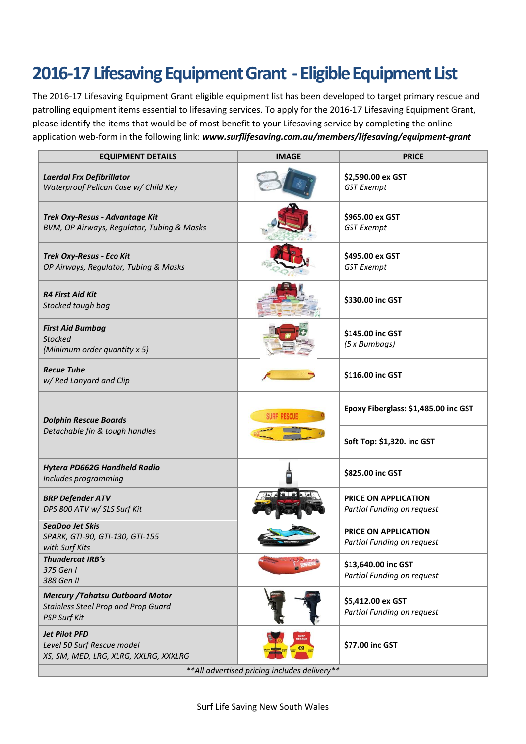# 2016-17 Lifesaving Equipment Grant - Eligible Equipment List

The 2016-17 Lifesaving Equipment Grant eligible equipment list has been developed to target primary rescue and patrolling equipment items essential to lifesaving services. To apply for the 2016-17 Lifesaving Equipment Grant, please identify the items that would be of most benefit to your Lifesaving service by completing the online application web-form in the following link: ***www.surflifesaving.com.au/members/lifesaving/equipment-grant***

| EQUIPMENT DETAILS | IMAGE | PRICE |
|---|---|---|
| ***Laerdal Frx Defibrillator***<br>*Waterproof Pelican Case w/ Child Key* | | **$2,590.00 ex GST**<br>*GST Exempt* |
| ***Trek Oxy-Resus - Advantage Kit***<br>*BVM, OP Airways, Regulator, Tubing & Masks* | | **$965.00 ex GST**<br>*GST Exempt* |
| ***Trek Oxy-Resus - Eco Kit***<br>*OP Airways, Regulator, Tubing & Masks* | | **$495.00 ex GST**<br>*GST Exempt* |
| ***R4 First Aid Kit***<br>*Stocked tough bag* | | **$330.00 inc GST** |
| ***First Aid Bumbag***<br>*Stocked*<br>*(Minimum order quantity x 5)* | | **$145.00 inc GST**<br>*(5 x Bumbags)* |
| ***Recue Tube***<br>*w/ Red Lanyard and Clip* | | **$116.00 inc GST** |
| ***Dolphin Rescue Boards***<br>*Detachable fin & tough handles* | | **Epoxy Fiberglass: $1,485.00 inc GST** |
| | | **Soft Top: $1,320. inc GST** |
| ***Hytera PD662G Handheld Radio***<br>*Includes programming* | | **$825.00 inc GST** |
| ***BRP Defender ATV***<br>*DPS 800 ATV w/ SLS Surf Kit* | | **PRICE ON APPLICATION**<br>*Partial Funding on request* |
| ***SeaDoo Jet Skis***<br>*SPARK, GTI-90, GTI-130, GTI-155*<br>*with Surf Kits* | | **PRICE ON APPLICATION**<br>*Partial Funding on request* |
| ***Thundercat IRB's***<br>*375 Gen I*<br>*388 Gen II* | | **$13,640.00 inc GST**<br>*Partial Funding on request* |
| ***Mercury /Tohatsu Outboard Motor***<br>*Stainless Steel Prop and Prop Guard*<br>*PSP Surf Kit* | | **$5,412.00 ex GST**<br>*Partial Funding on request* |
| ***Jet Pilot PFD***<br>*Level 50 Surf Rescue model*<br>*XS, SM, MED, LRG, XLRG, XXLRG, XXXLRG* | | **$77.00 inc GST** |

*\*\*All advertised pricing includes delivery\*\**

Surf Life Saving New South Wales